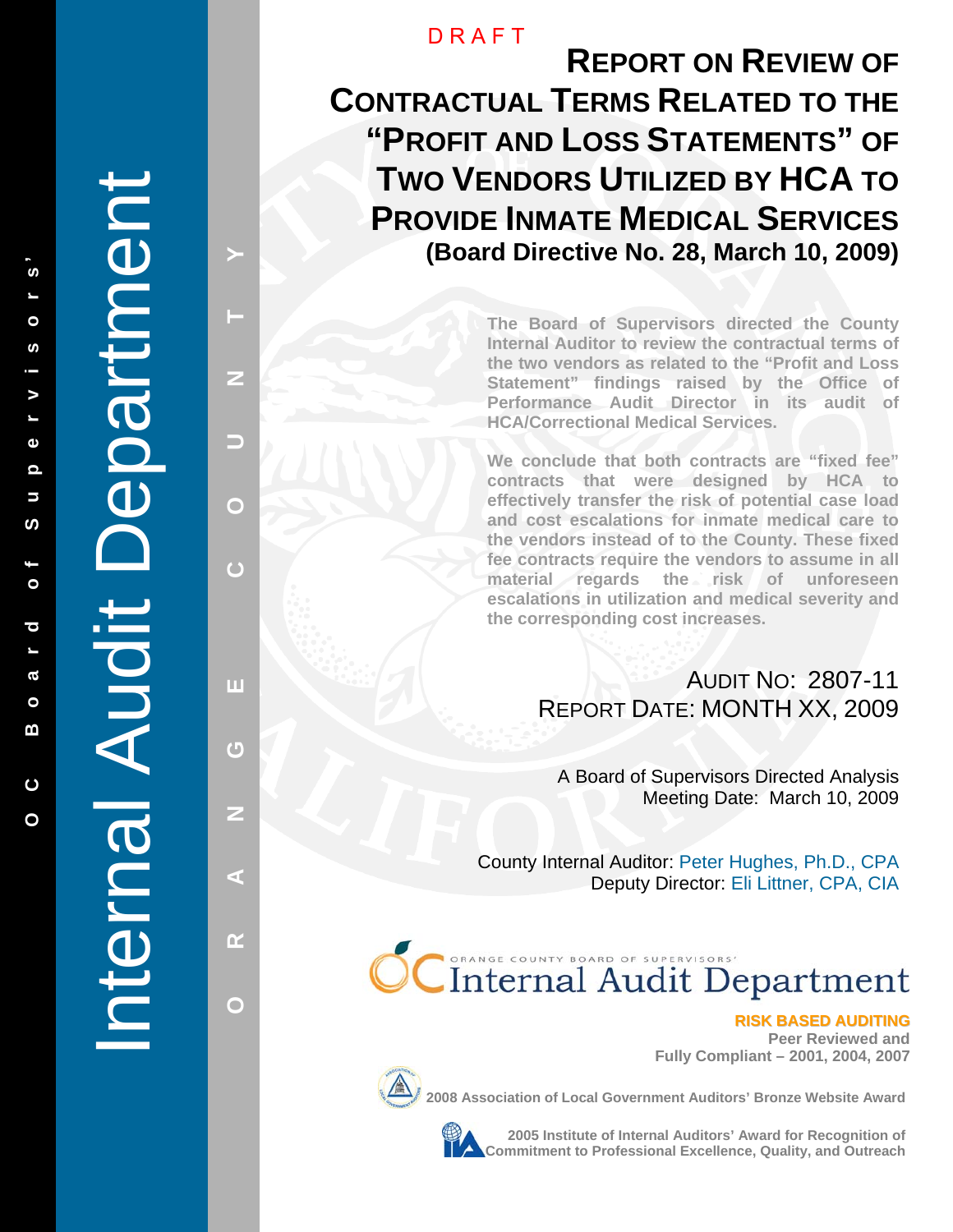DRAFT

# Report on Review of Contractual Terms Related to the "Profit and Loss Statements" of Two Vendors Utilized by HCA to Provide Inmate Medical Services

**(Board Directive No. 28, March 10, 2009)**

**The Board of Supervisors directed the County Internal Auditor to review the contractual terms of the two vendors as related to the "Profit and Loss Statement" findings raised by the Office of Performance Audit Director in its audit of HCA/Correctional Medical Services.**

**We conclude that both contracts are "fixed fee" contracts that were designed by HCA to effectively transfer the risk of potential case load and cost escalations for inmate medical care to the vendors instead of to the County. These fixed fee contracts require the vendors to assume in all material regards the risk of unforeseen escalations in utilization and medical severity and the corresponding cost increases.**

AUDIT NO: 2807-11
REPORT DATE: MONTH XX, 2009

A Board of Supervisors Directed Analysis
Meeting Date: March 10, 2009

County Internal Auditor: Peter Hughes, Ph.D., CPA
Deputy Director: Eli Littner, CPA, CIA

OC Board of Supervisors' Internal Audit Department

**RISK BASED AUDITING**
**Peer Reviewed and Fully Compliant – 2001, 2004, 2007**

**2008 Association of Local Government Auditors' Bronze Website Award**

**2005 Institute of Internal Auditors' Award for Recognition of Commitment to Professional Excellence, Quality, and Outreach**

OC Board of Supervisors' Internal Audit Department

ORANGE COUNTY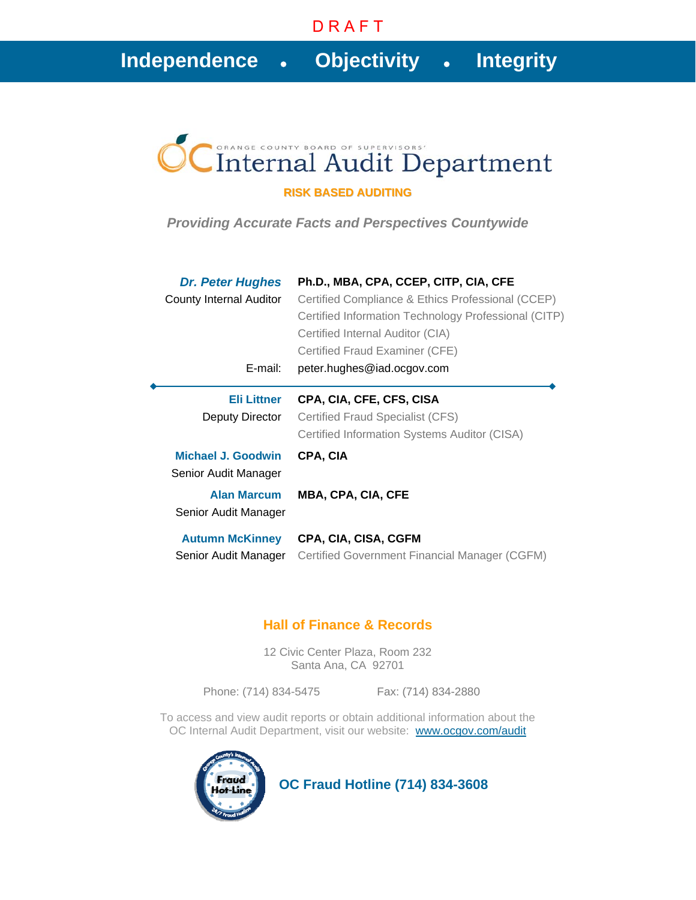DRAFT

**Independence • Objectivity • Integrity**

ORANGE COUNTY BOARD OF SUPERVISORS'

# Internal Audit Department

**RISK BASED AUDITING**

***Providing Accurate Facts and Perspectives Countywide***

| | |
|---|---|
| ***Dr. Peter Hughes*** | **Ph.D., MBA, CPA, CCEP, CITP, CIA, CFE** |
| County Internal Auditor | Certified Compliance & Ethics Professional (CCEP) |
| | Certified Information Technology Professional (CITP) |
| | Certified Internal Auditor (CIA) |
| | Certified Fraud Examiner (CFE) |
| E-mail: | peter.hughes@iad.ocgov.com |

---

| | |
|---|---|
| **Eli Littner** | **CPA, CIA, CFE, CFS, CISA** |
| Deputy Director | Certified Fraud Specialist (CFS) |
| | Certified Information Systems Auditor (CISA) |
| **Michael J. Goodwin** | **CPA, CIA** |
| Senior Audit Manager | |
| **Alan Marcum** | **MBA, CPA, CIA, CFE** |
| Senior Audit Manager | |
| **Autumn McKinney** | **CPA, CIA, CISA, CGFM** |
| Senior Audit Manager | Certified Government Financial Manager (CGFM) |

**Hall of Finance & Records**

12 Civic Center Plaza, Room 232
Santa Ana, CA 92701

Phone: (714) 834-5475 Fax: (714) 834-2880

To access and view audit reports or obtain additional information about the OC Internal Audit Department, visit our website: www.ocgov.com/audit

**OC Fraud Hotline (714) 834-3608**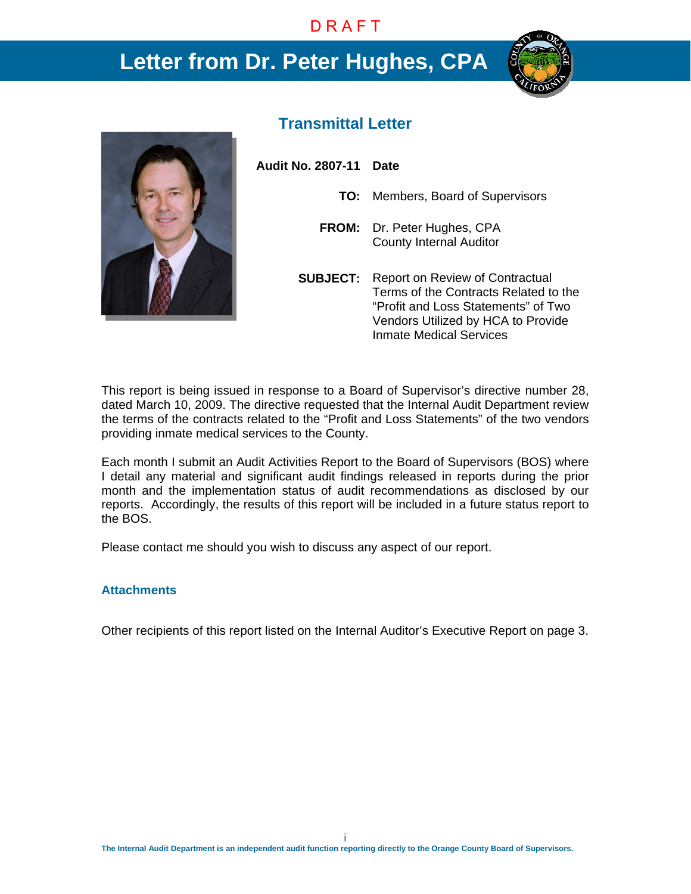DRAFT

# Letter from Dr. Peter Hughes, CPA

## Transmittal Letter

**Audit No. 2807-11** **Date**

**TO:** Members, Board of Supervisors

**FROM:** Dr. Peter Hughes, CPA
County Internal Auditor

**SUBJECT:** Report on Review of Contractual Terms of the Contracts Related to the "Profit and Loss Statements" of Two Vendors Utilized by HCA to Provide Inmate Medical Services

This report is being issued in response to a Board of Supervisor's directive number 28, dated March 10, 2009. The directive requested that the Internal Audit Department review the terms of the contracts related to the "Profit and Loss Statements" of the two vendors providing inmate medical services to the County.

Each month I submit an Audit Activities Report to the Board of Supervisors (BOS) where I detail any material and significant audit findings released in reports during the prior month and the implementation status of audit recommendations as disclosed by our reports. Accordingly, the results of this report will be included in a future status report to the BOS.

Please contact me should you wish to discuss any aspect of our report.

### Attachments

Other recipients of this report listed on the Internal Auditor's Executive Report on page 3.

The Internal Audit Department is an independent audit function reporting directly to the Orange County Board of Supervisors.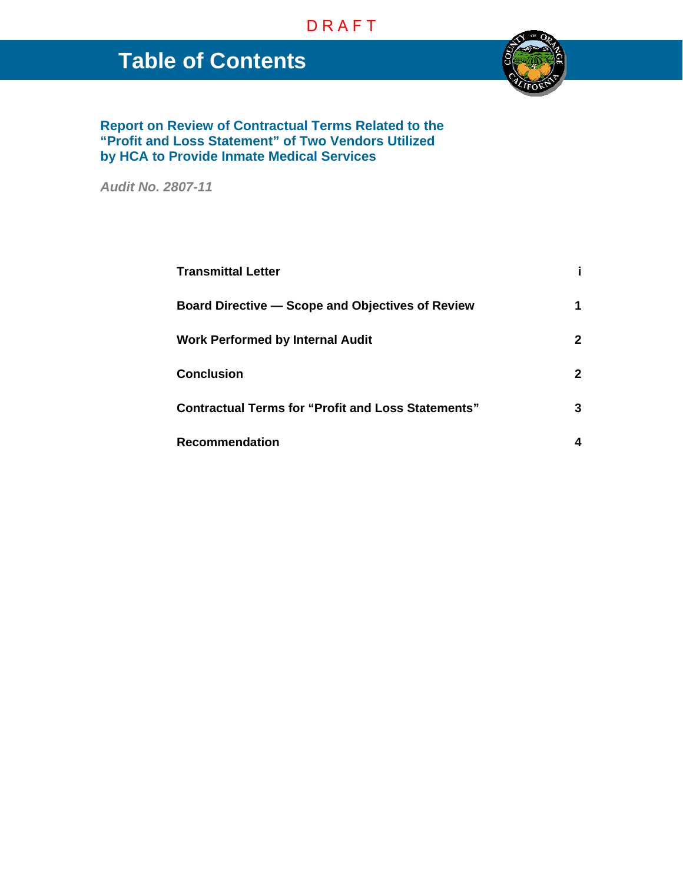DRAFT

# Table of Contents

## Report on Review of Contractual Terms Related to the "Profit and Loss Statement" of Two Vendors Utilized by HCA to Provide Inmate Medical Services

*Audit No. 2807-11*

| | |
|---|---|
| **Transmittal Letter** | **i** |
| **Board Directive — Scope and Objectives of Review** | **1** |
| **Work Performed by Internal Audit** | **2** |
| **Conclusion** | **2** |
| **Contractual Terms for "Profit and Loss Statements"** | **3** |
| **Recommendation** | **4** |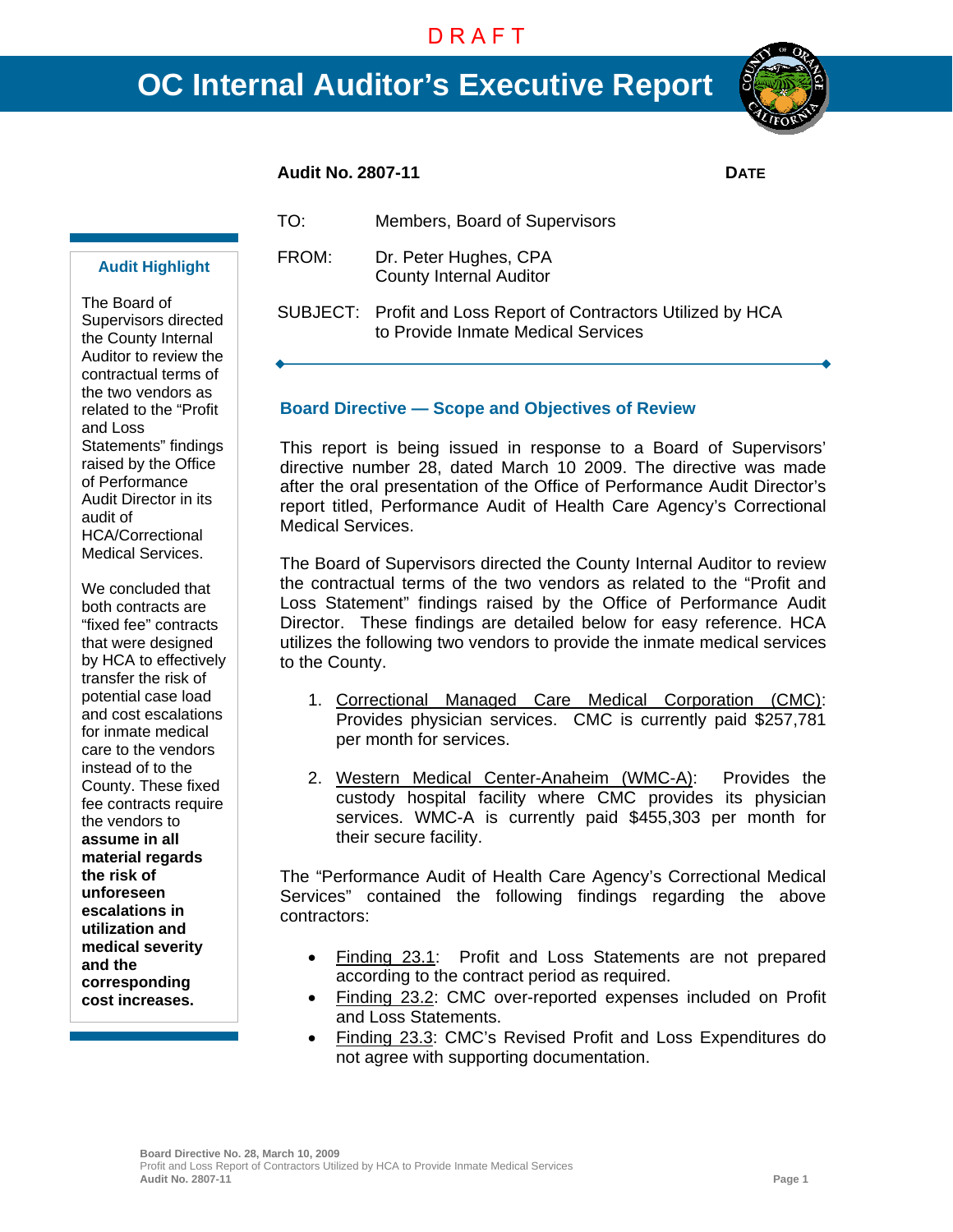DRAFT

# OC Internal Auditor's Executive Report

**Audit No. 2807-11** **DATE**

TO: Members, Board of Supervisors

FROM: Dr. Peter Hughes, CPA
County Internal Auditor

SUBJECT: Profit and Loss Report of Contractors Utilized by HCA to Provide Inmate Medical Services

### Audit Highlight

The Board of Supervisors directed the County Internal Auditor to review the contractual terms of the two vendors as related to the "Profit and Loss Statements" findings raised by the Office of Performance Audit Director in its audit of HCA/Correctional Medical Services.

We concluded that both contracts are "fixed fee" contracts that were designed by HCA to effectively transfer the risk of potential case load and cost escalations for inmate medical care to the vendors instead of to the County. These fixed fee contracts require the vendors to **assume in all material regards the risk of unforeseen escalations in utilization and medical severity and the corresponding cost increases.**

## Board Directive — Scope and Objectives of Review

This report is being issued in response to a Board of Supervisors' directive number 28, dated March 10 2009. The directive was made after the oral presentation of the Office of Performance Audit Director's report titled, Performance Audit of Health Care Agency's Correctional Medical Services.

The Board of Supervisors directed the County Internal Auditor to review the contractual terms of the two vendors as related to the "Profit and Loss Statement" findings raised by the Office of Performance Audit Director. These findings are detailed below for easy reference. HCA utilizes the following two vendors to provide the inmate medical services to the County.

1. Correctional Managed Care Medical Corporation (CMC): Provides physician services. CMC is currently paid $257,781 per month for services.
2. Western Medical Center-Anaheim (WMC-A): Provides the custody hospital facility where CMC provides its physician services. WMC-A is currently paid $455,303 per month for their secure facility.

The "Performance Audit of Health Care Agency's Correctional Medical Services" contained the following findings regarding the above contractors:

- Finding 23.1: Profit and Loss Statements are not prepared according to the contract period as required.
- Finding 23.2: CMC over-reported expenses included on Profit and Loss Statements.
- Finding 23.3: CMC's Revised Profit and Loss Expenditures do not agree with supporting documentation.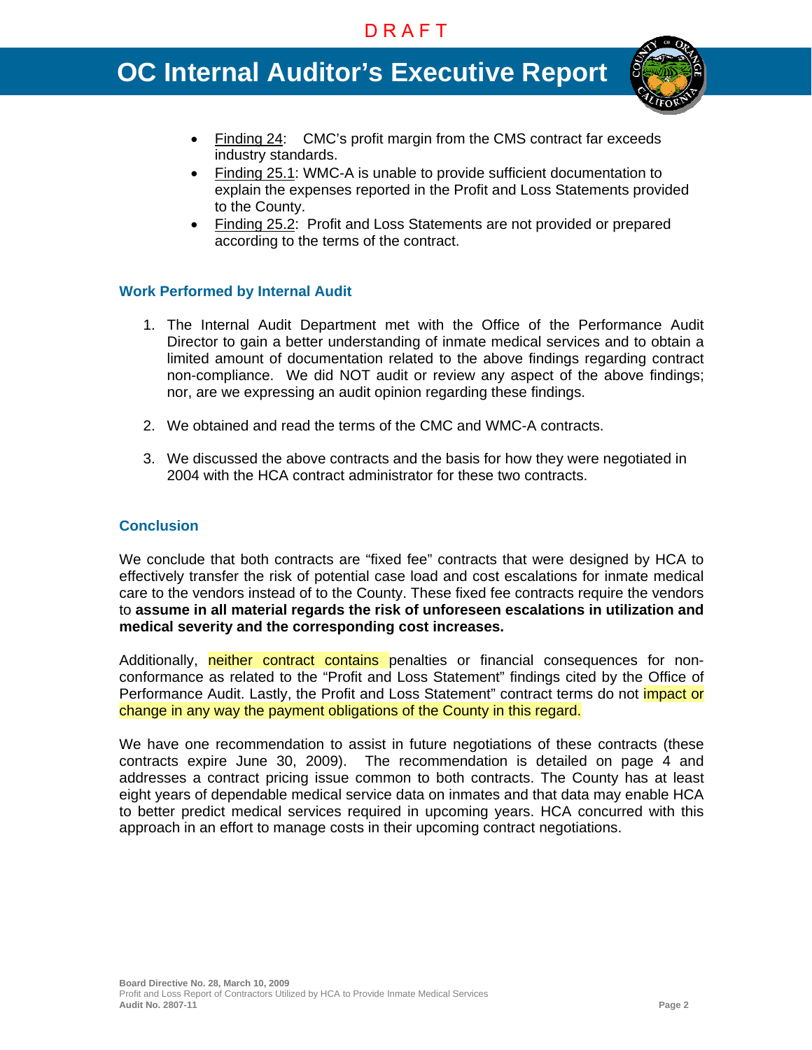- Finding 24: CMC's profit margin from the CMS contract far exceeds industry standards.
- Finding 25.1: WMC-A is unable to provide sufficient documentation to explain the expenses reported in the Profit and Loss Statements provided to the County.
- Finding 25.2: Profit and Loss Statements are not provided or prepared according to the terms of the contract.

### Work Performed by Internal Audit

1. The Internal Audit Department met with the Office of the Performance Audit Director to gain a better understanding of inmate medical services and to obtain a limited amount of documentation related to the above findings regarding contract non-compliance. We did NOT audit or review any aspect of the above findings; nor, are we expressing an audit opinion regarding these findings.

2. We obtained and read the terms of the CMC and WMC-A contracts.

3. We discussed the above contracts and the basis for how they were negotiated in 2004 with the HCA contract administrator for these two contracts.

### Conclusion

We conclude that both contracts are "fixed fee" contracts that were designed by HCA to effectively transfer the risk of potential case load and cost escalations for inmate medical care to the vendors instead of to the County. These fixed fee contracts require the vendors to **assume in all material regards the risk of unforeseen escalations in utilization and medical severity and the corresponding cost increases.**

Additionally, neither contract contains penalties or financial consequences for non-conformance as related to the "Profit and Loss Statement" findings cited by the Office of Performance Audit. Lastly, the Profit and Loss Statement" contract terms do not impact or change in any way the payment obligations of the County in this regard.

We have one recommendation to assist in future negotiations of these contracts (these contracts expire June 30, 2009). The recommendation is detailed on page 4 and addresses a contract pricing issue common to both contracts. The County has at least eight years of dependable medical service data on inmates and that data may enable HCA to better predict medical services required in upcoming years. HCA concurred with this approach in an effort to manage costs in their upcoming contract negotiations.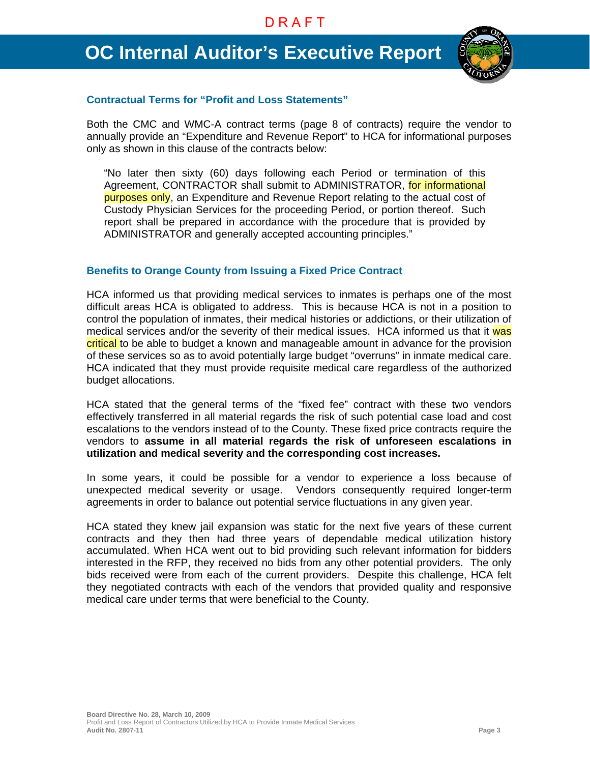## Contractual Terms for "Profit and Loss Statements"

Both the CMC and WMC-A contract terms (page 8 of contracts) require the vendor to annually provide an "Expenditure and Revenue Report" to HCA for informational purposes only as shown in this clause of the contracts below:

> "No later then sixty (60) days following each Period or termination of this Agreement, CONTRACTOR shall submit to ADMINISTRATOR, for informational purposes only, an Expenditure and Revenue Report relating to the actual cost of Custody Physician Services for the proceeding Period, or portion thereof. Such report shall be prepared in accordance with the procedure that is provided by ADMINISTRATOR and generally accepted accounting principles."

## Benefits to Orange County from Issuing a Fixed Price Contract

HCA informed us that providing medical services to inmates is perhaps one of the most difficult areas HCA is obligated to address. This is because HCA is not in a position to control the population of inmates, their medical histories or addictions, or their utilization of medical services and/or the severity of their medical issues. HCA informed us that it was critical to be able to budget a known and manageable amount in advance for the provision of these services so as to avoid potentially large budget "overruns" in inmate medical care. HCA indicated that they must provide requisite medical care regardless of the authorized budget allocations.

HCA stated that the general terms of the "fixed fee" contract with these two vendors effectively transferred in all material regards the risk of such potential case load and cost escalations to the vendors instead of to the County. These fixed price contracts require the vendors to **assume in all material regards the risk of unforeseen escalations in utilization and medical severity and the corresponding cost increases.**

In some years, it could be possible for a vendor to experience a loss because of unexpected medical severity or usage. Vendors consequently required longer-term agreements in order to balance out potential service fluctuations in any given year.

HCA stated they knew jail expansion was static for the next five years of these current contracts and they then had three years of dependable medical utilization history accumulated. When HCA went out to bid providing such relevant information for bidders interested in the RFP, they received no bids from any other potential providers. The only bids received were from each of the current providers. Despite this challenge, HCA felt they negotiated contracts with each of the vendors that provided quality and responsive medical care under terms that were beneficial to the County.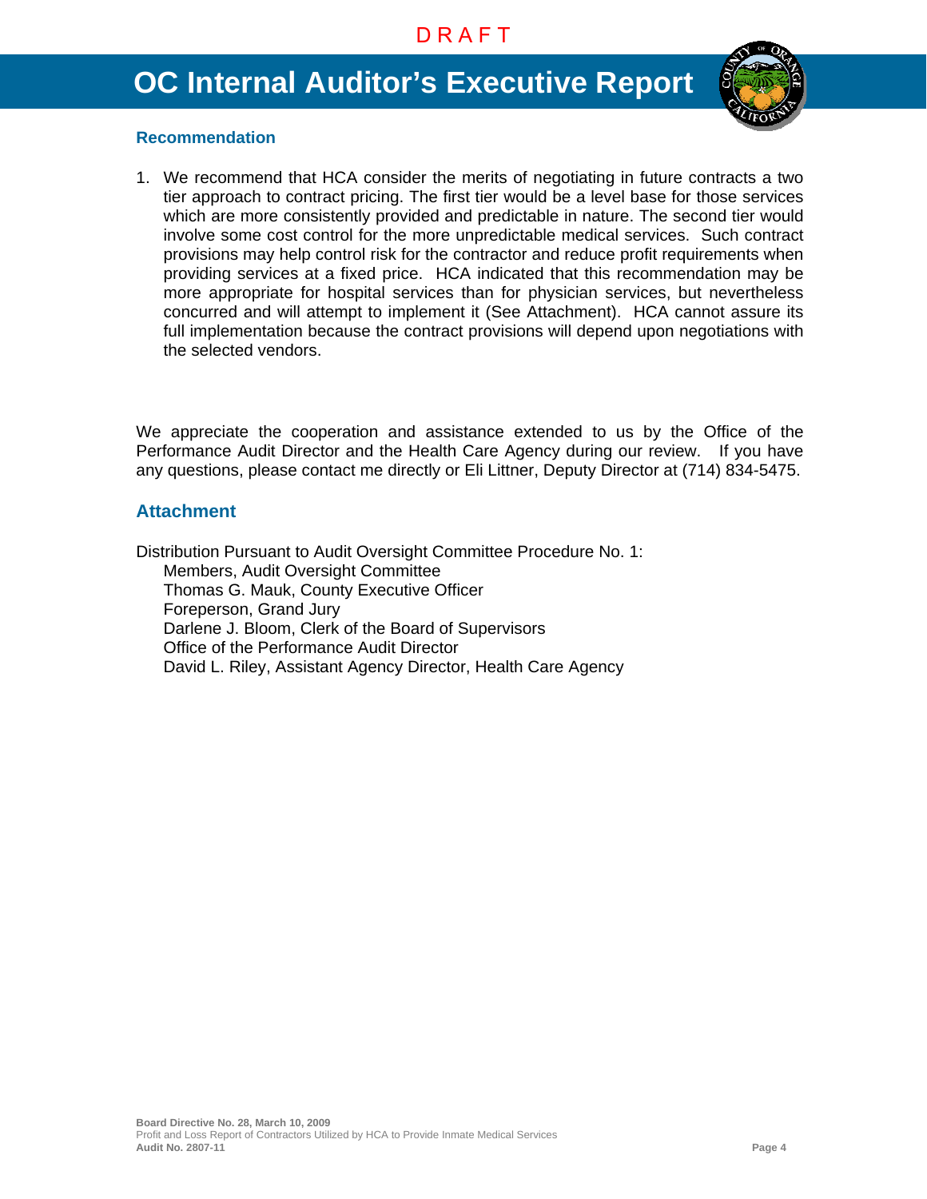DRAFT

# OC Internal Auditor's Executive Report

## Recommendation

1. We recommend that HCA consider the merits of negotiating in future contracts a two tier approach to contract pricing. The first tier would be a level base for those services which are more consistently provided and predictable in nature. The second tier would involve some cost control for the more unpredictable medical services. Such contract provisions may help control risk for the contractor and reduce profit requirements when providing services at a fixed price. HCA indicated that this recommendation may be more appropriate for hospital services than for physician services, but nevertheless concurred and will attempt to implement it (See Attachment). HCA cannot assure its full implementation because the contract provisions will depend upon negotiations with the selected vendors.

We appreciate the cooperation and assistance extended to us by the Office of the Performance Audit Director and the Health Care Agency during our review. If you have any questions, please contact me directly or Eli Littner, Deputy Director at (714) 834-5475.

## Attachment

Distribution Pursuant to Audit Oversight Committee Procedure No. 1:

- Members, Audit Oversight Committee
- Thomas G. Mauk, County Executive Officer
- Foreperson, Grand Jury
- Darlene J. Bloom, Clerk of the Board of Supervisors
- Office of the Performance Audit Director
- David L. Riley, Assistant Agency Director, Health Care Agency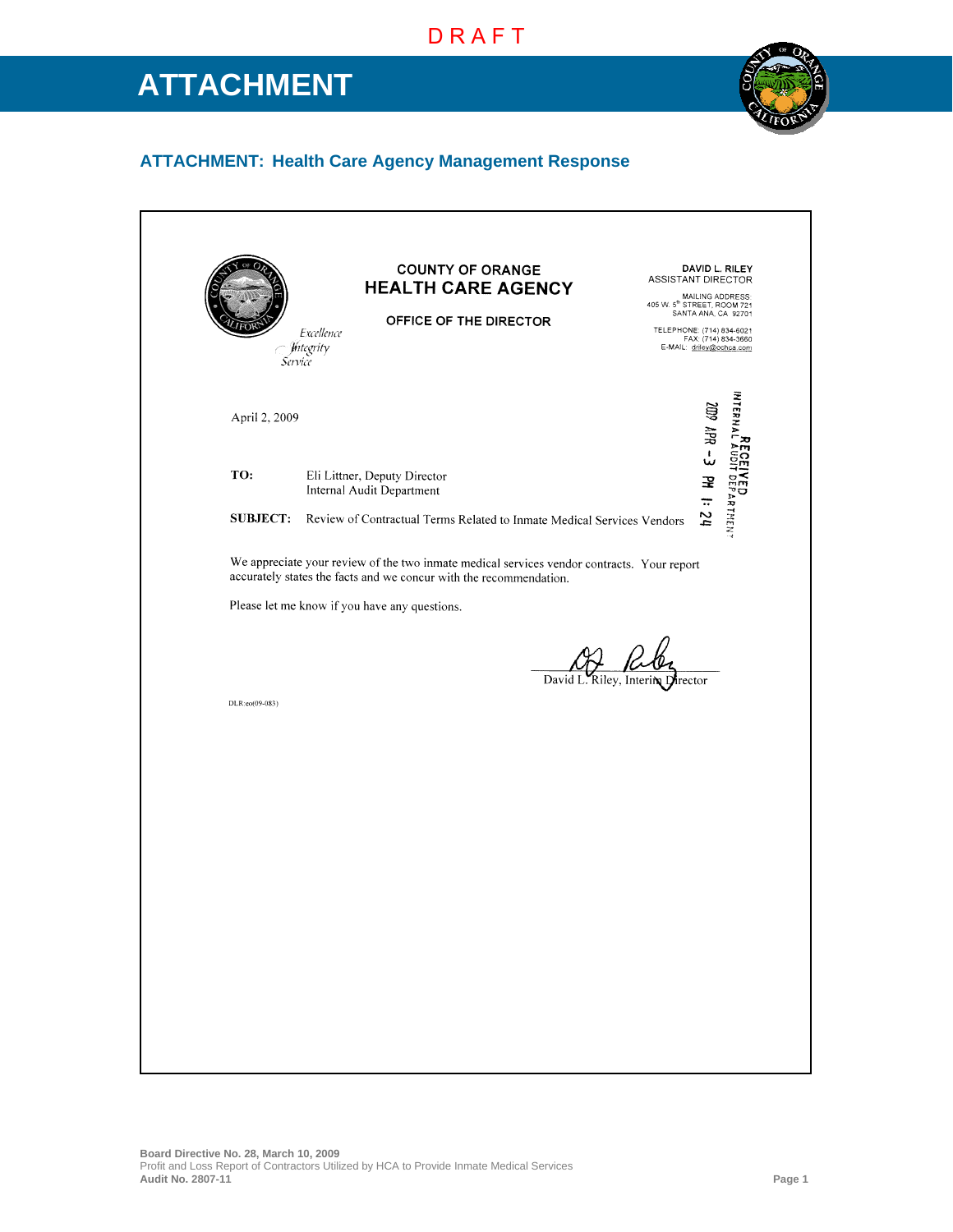DRAFT

# ATTACHMENT

## ATTACHMENT: Health Care Agency Management Response

**COUNTY OF ORANGE**
**HEALTH CARE AGENCY**

**OFFICE OF THE DIRECTOR**

*Excellence*
*Integrity*
*Service*

DAVID L. RILEY
ASSISTANT DIRECTOR

MAILING ADDRESS:
405 W. 5th STREET, ROOM 721
SANTA ANA, CA 92701

TELEPHONE: (714) 834-6021
FAX: (714) 834-3660
E-MAIL: driley@ochca.com

RECEIVED
INTERNAL AUDIT DEPARTMENT
2009 APR -3 PM 1:24

April 2, 2009

**TO:** Eli Littner, Deputy Director
Internal Audit Department

**SUBJECT:** Review of Contractual Terms Related to Inmate Medical Services Vendors

We appreciate your review of the two inmate medical services vendor contracts. Your report accurately states the facts and we concur with the recommendation.

Please let me know if you have any questions.

David L. Riley, Interim Director

DLR:eo(09-083)

**Board Directive No. 28, March 10, 2009**
Profit and Loss Report of Contractors Utilized by HCA to Provide Inmate Medical Services
**Audit No. 2807-11**